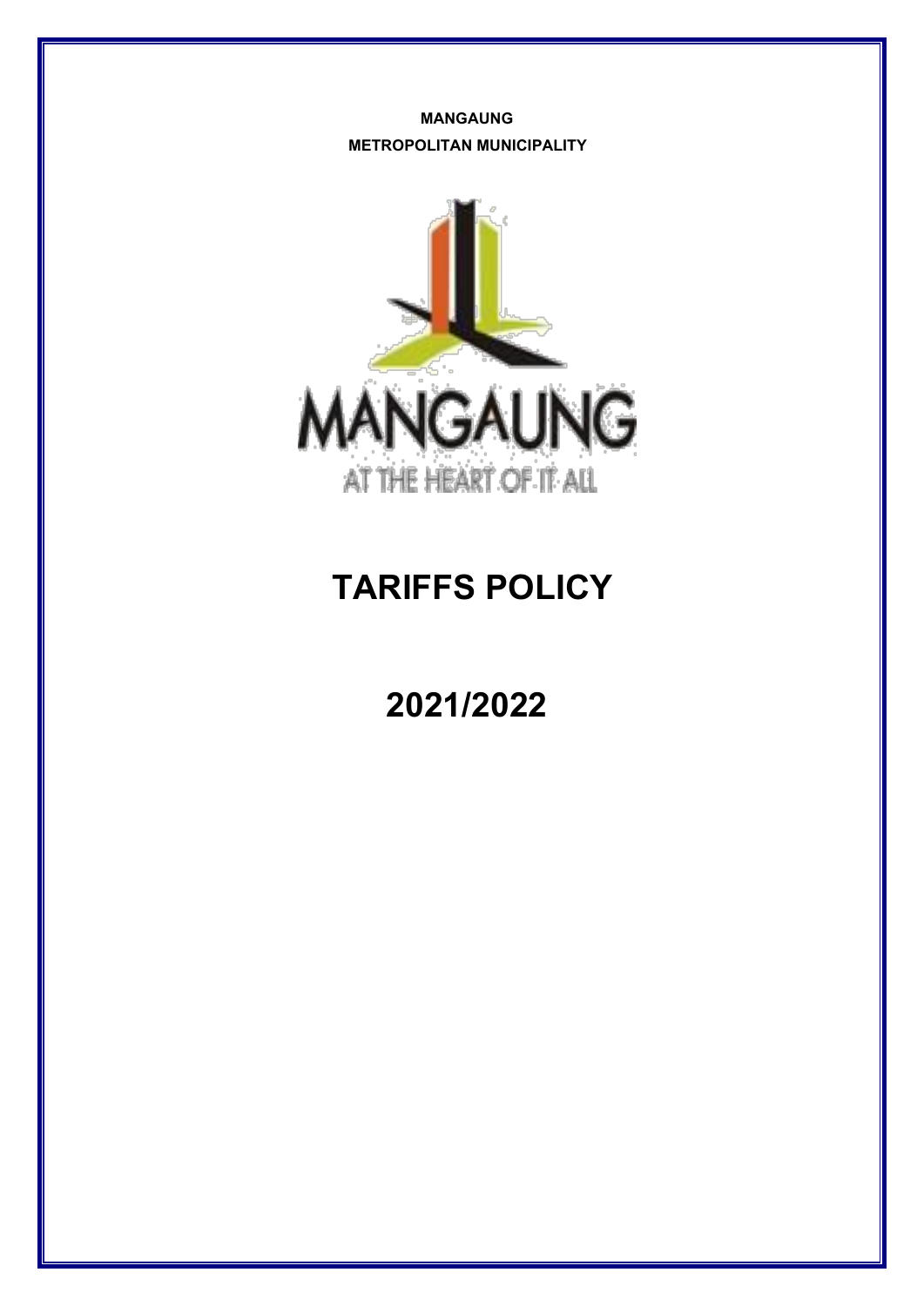**MANGAUNG**

**METROPOLITAN MUNICIPALITY**

# TARIFFS POLICY

# 2021/2022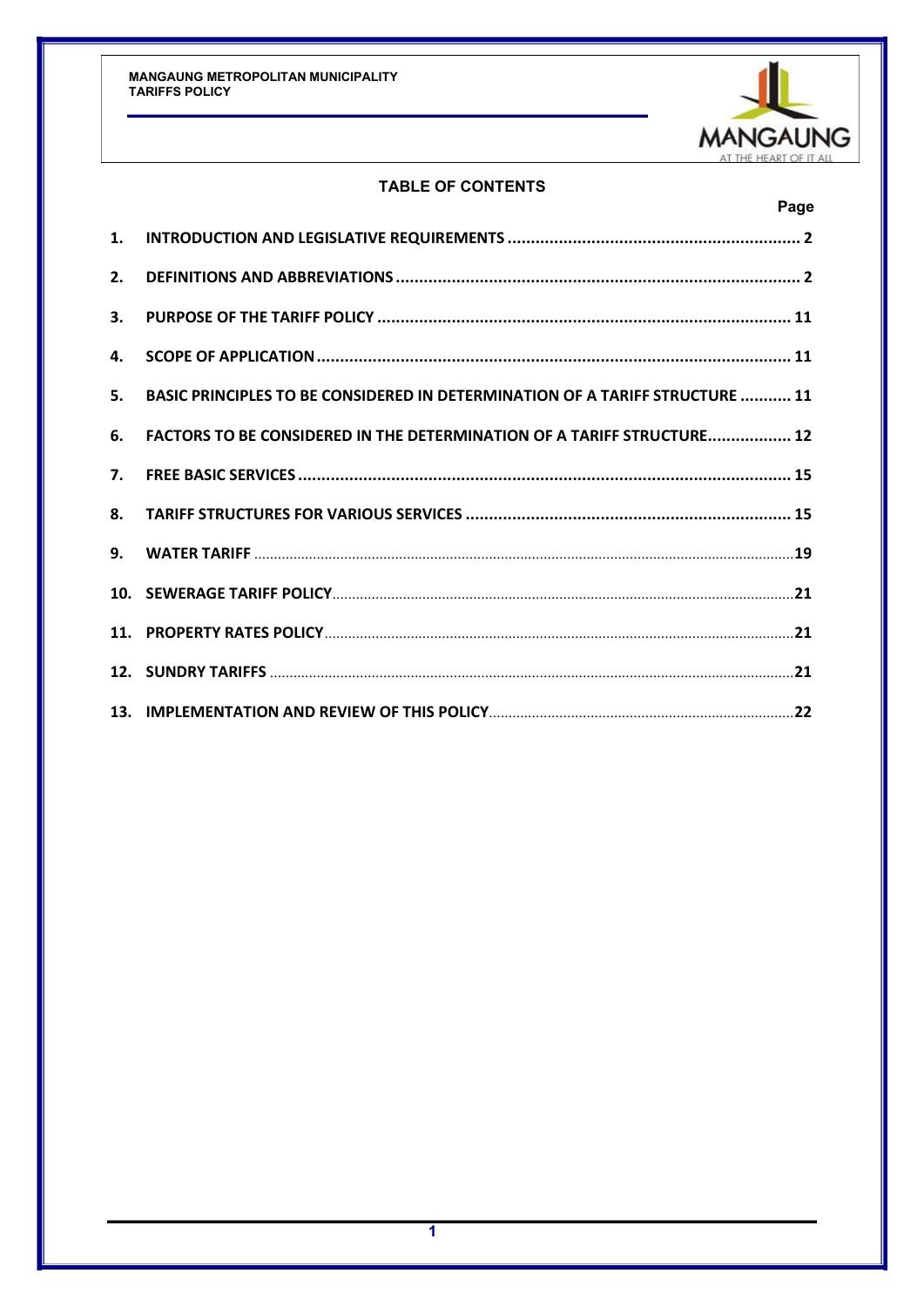## TABLE OF CONTENTS

| | | Page |
|---|---|---|
| 1. | INTRODUCTION AND LEGISLATIVE REQUIREMENTS | 2 |
| 2. | DEFINITIONS AND ABBREVIATIONS | 2 |
| 3. | PURPOSE OF THE TARIFF POLICY | 11 |
| 4. | SCOPE OF APPLICATION | 11 |
| 5. | BASIC PRINCIPLES TO BE CONSIDERED IN DETERMINATION OF A TARIFF STRUCTURE | 11 |
| 6. | FACTORS TO BE CONSIDERED IN THE DETERMINATION OF A TARIFF STRUCTURE | 12 |
| 7. | FREE BASIC SERVICES | 15 |
| 8. | TARIFF STRUCTURES FOR VARIOUS SERVICES | 15 |
| 9. | WATER TARIFF | 19 |
| 10. | SEWERAGE TARIFF POLICY | 21 |
| 11. | PROPERTY RATES POLICY | 21 |
| 12. | SUNDRY TARIFFS | 21 |
| 13. | IMPLEMENTATION AND REVIEW OF THIS POLICY | 22 |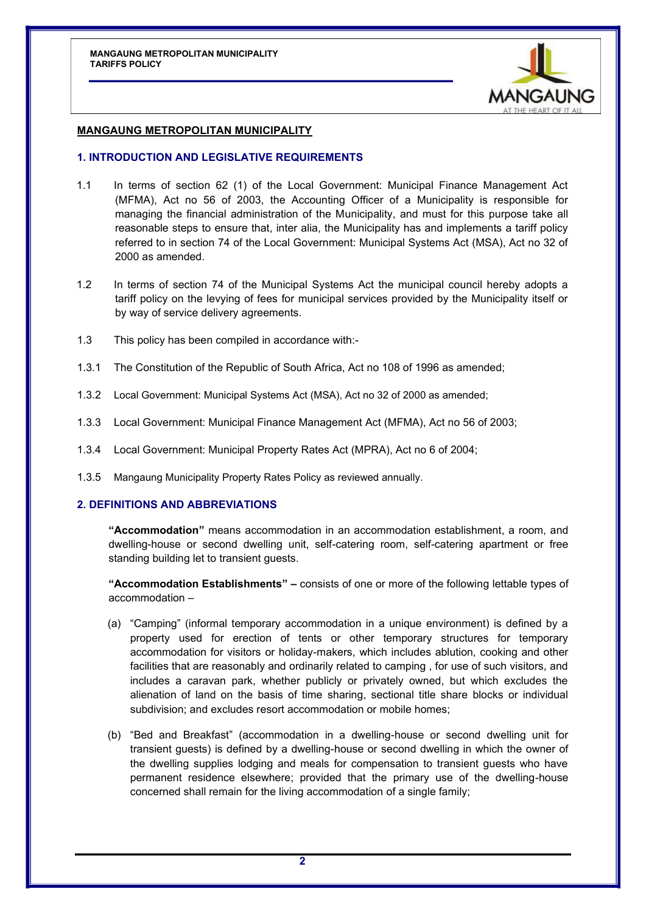## MANGAUNG METROPOLITAN MUNICIPALITY

### 1. INTRODUCTION AND LEGISLATIVE REQUIREMENTS

1.1 In terms of section 62 (1) of the Local Government: Municipal Finance Management Act (MFMA), Act no 56 of 2003, the Accounting Officer of a Municipality is responsible for managing the financial administration of the Municipality, and must for this purpose take all reasonable steps to ensure that, inter alia, the Municipality has and implements a tariff policy referred to in section 74 of the Local Government: Municipal Systems Act (MSA), Act no 32 of 2000 as amended.

1.2 In terms of section 74 of the Municipal Systems Act the municipal council hereby adopts a tariff policy on the levying of fees for municipal services provided by the Municipality itself or by way of service delivery agreements.

1.3 This policy has been compiled in accordance with:-

1.3.1 The Constitution of the Republic of South Africa, Act no 108 of 1996 as amended;

1.3.2 Local Government: Municipal Systems Act (MSA), Act no 32 of 2000 as amended;

1.3.3 Local Government: Municipal Finance Management Act (MFMA), Act no 56 of 2003;

1.3.4 Local Government: Municipal Property Rates Act (MPRA), Act no 6 of 2004;

1.3.5 Mangaung Municipality Property Rates Policy as reviewed annually.

### 2. DEFINITIONS AND ABBREVIATIONS

**"Accommodation"** means accommodation in an accommodation establishment, a room, and dwelling-house or second dwelling unit, self-catering room, self-catering apartment or free standing building let to transient guests.

**"Accommodation Establishments" –** consists of one or more of the following lettable types of accommodation –

(a) "Camping" (informal temporary accommodation in a unique environment) is defined by a property used for erection of tents or other temporary structures for temporary accommodation for visitors or holiday-makers, which includes ablution, cooking and other facilities that are reasonably and ordinarily related to camping , for use of such visitors, and includes a caravan park, whether publicly or privately owned, but which excludes the alienation of land on the basis of time sharing, sectional title share blocks or individual subdivision; and excludes resort accommodation or mobile homes;

(b) "Bed and Breakfast" (accommodation in a dwelling-house or second dwelling unit for transient guests) is defined by a dwelling-house or second dwelling in which the owner of the dwelling supplies lodging and meals for compensation to transient guests who have permanent residence elsewhere; provided that the primary use of the dwelling-house concerned shall remain for the living accommodation of a single family;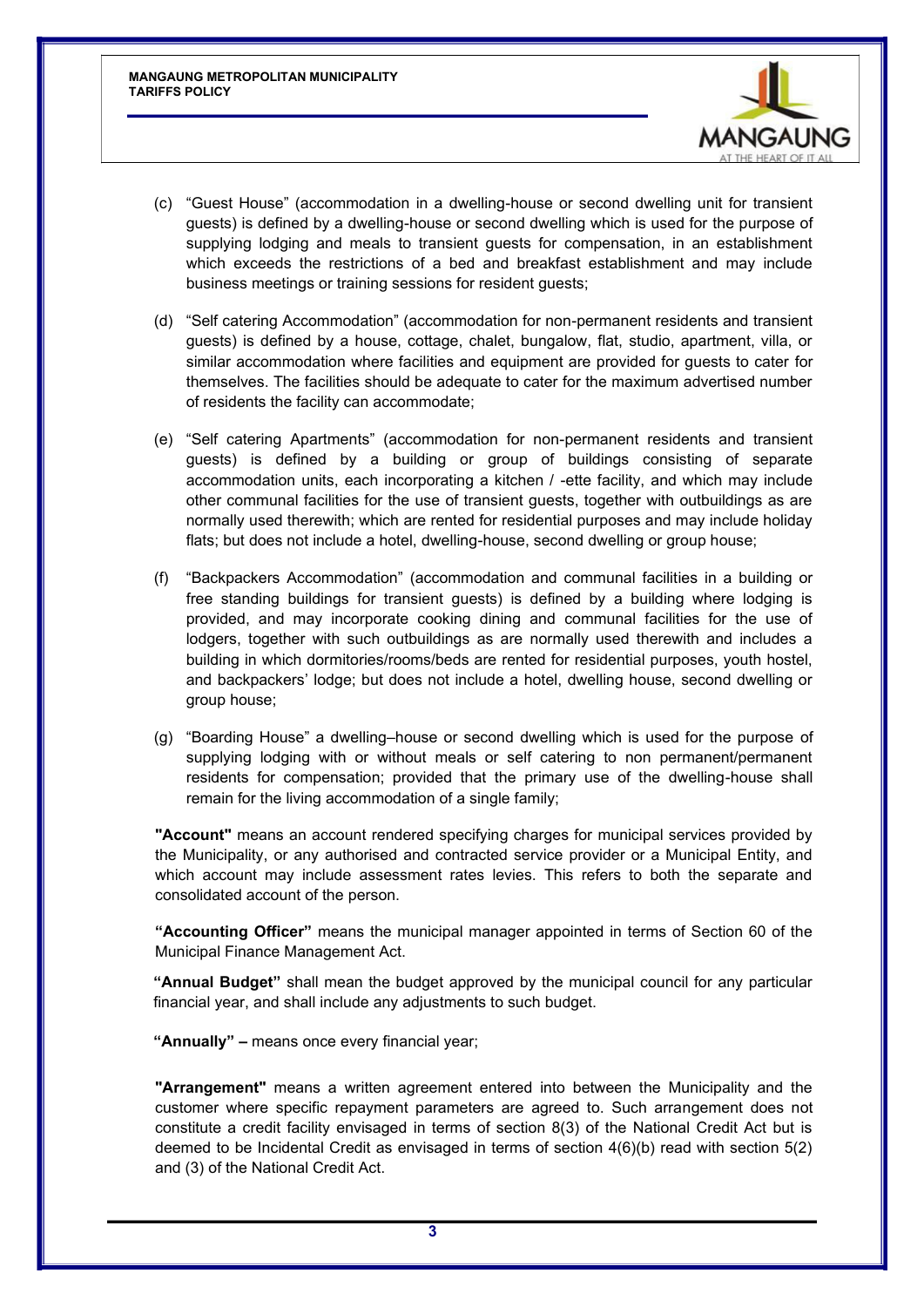(c) "Guest House" (accommodation in a dwelling-house or second dwelling unit for transient guests) is defined by a dwelling-house or second dwelling which is used for the purpose of supplying lodging and meals to transient guests for compensation, in an establishment which exceeds the restrictions of a bed and breakfast establishment and may include business meetings or training sessions for resident guests;

(d) "Self catering Accommodation" (accommodation for non-permanent residents and transient guests) is defined by a house, cottage, chalet, bungalow, flat, studio, apartment, villa, or similar accommodation where facilities and equipment are provided for guests to cater for themselves. The facilities should be adequate to cater for the maximum advertised number of residents the facility can accommodate;

(e) "Self catering Apartments" (accommodation for non-permanent residents and transient guests) is defined by a building or group of buildings consisting of separate accommodation units, each incorporating a kitchen / -ette facility, and which may include other communal facilities for the use of transient guests, together with outbuildings as are normally used therewith; which are rented for residential purposes and may include holiday flats; but does not include a hotel, dwelling-house, second dwelling or group house;

(f) "Backpackers Accommodation" (accommodation and communal facilities in a building or free standing buildings for transient guests) is defined by a building where lodging is provided, and may incorporate cooking dining and communal facilities for the use of lodgers, together with such outbuildings as are normally used therewith and includes a building in which dormitories/rooms/beds are rented for residential purposes, youth hostel, and backpackers' lodge; but does not include a hotel, dwelling house, second dwelling or group house;

(g) "Boarding House" a dwelling–house or second dwelling which is used for the purpose of supplying lodging with or without meals or self catering to non permanent/permanent residents for compensation; provided that the primary use of the dwelling-house shall remain for the living accommodation of a single family;

**"Account"** means an account rendered specifying charges for municipal services provided by the Municipality, or any authorised and contracted service provider or a Municipal Entity, and which account may include assessment rates levies. This refers to both the separate and consolidated account of the person.

**"Accounting Officer"** means the municipal manager appointed in terms of Section 60 of the Municipal Finance Management Act.

**"Annual Budget"** shall mean the budget approved by the municipal council for any particular financial year, and shall include any adjustments to such budget.

**"Annually" –** means once every financial year;

**"Arrangement"** means a written agreement entered into between the Municipality and the customer where specific repayment parameters are agreed to. Such arrangement does not constitute a credit facility envisaged in terms of section 8(3) of the National Credit Act but is deemed to be Incidental Credit as envisaged in terms of section 4(6)(b) read with section 5(2) and (3) of the National Credit Act.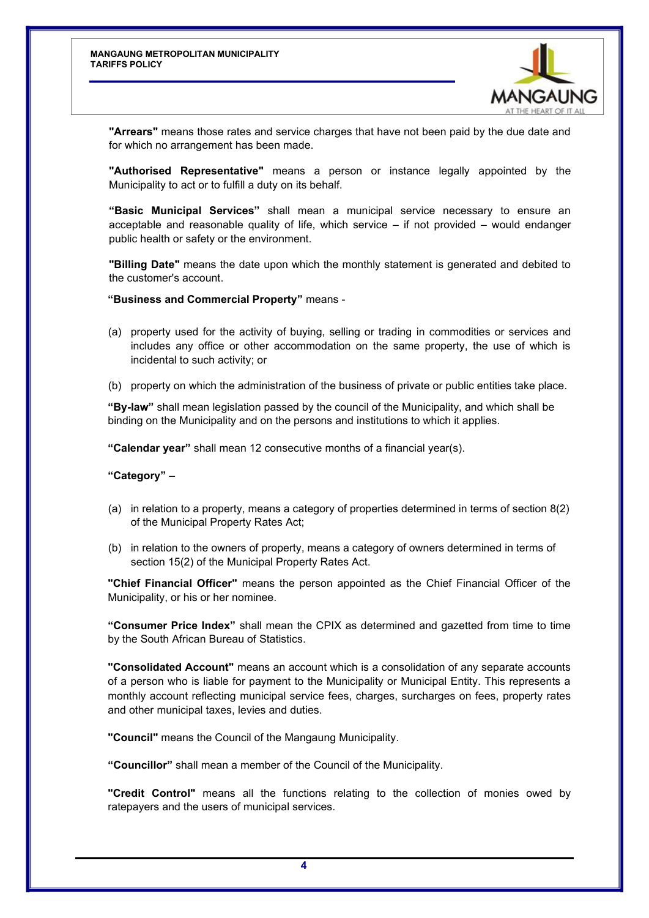**"Arrears"** means those rates and service charges that have not been paid by the due date and for which no arrangement has been made.

**"Authorised Representative"** means a person or instance legally appointed by the Municipality to act or to fulfill a duty on its behalf.

**"Basic Municipal Services"** shall mean a municipal service necessary to ensure an acceptable and reasonable quality of life, which service – if not provided – would endanger public health or safety or the environment.

**"Billing Date"** means the date upon which the monthly statement is generated and debited to the customer's account.

**"Business and Commercial Property"** means -

(a) property used for the activity of buying, selling or trading in commodities or services and includes any office or other accommodation on the same property, the use of which is incidental to such activity; or

(b) property on which the administration of the business of private or public entities take place.

**"By-law"** shall mean legislation passed by the council of the Municipality, and which shall be binding on the Municipality and on the persons and institutions to which it applies.

**"Calendar year"** shall mean 12 consecutive months of a financial year(s).

**"Category"** –

(a) in relation to a property, means a category of properties determined in terms of section 8(2) of the Municipal Property Rates Act;

(b) in relation to the owners of property, means a category of owners determined in terms of section 15(2) of the Municipal Property Rates Act.

**"Chief Financial Officer"** means the person appointed as the Chief Financial Officer of the Municipality, or his or her nominee.

**"Consumer Price Index"** shall mean the CPIX as determined and gazetted from time to time by the South African Bureau of Statistics.

**"Consolidated Account"** means an account which is a consolidation of any separate accounts of a person who is liable for payment to the Municipality or Municipal Entity. This represents a monthly account reflecting municipal service fees, charges, surcharges on fees, property rates and other municipal taxes, levies and duties.

**"Council"** means the Council of the Mangaung Municipality.

**"Councillor"** shall mean a member of the Council of the Municipality.

**"Credit Control"** means all the functions relating to the collection of monies owed by ratepayers and the users of municipal services.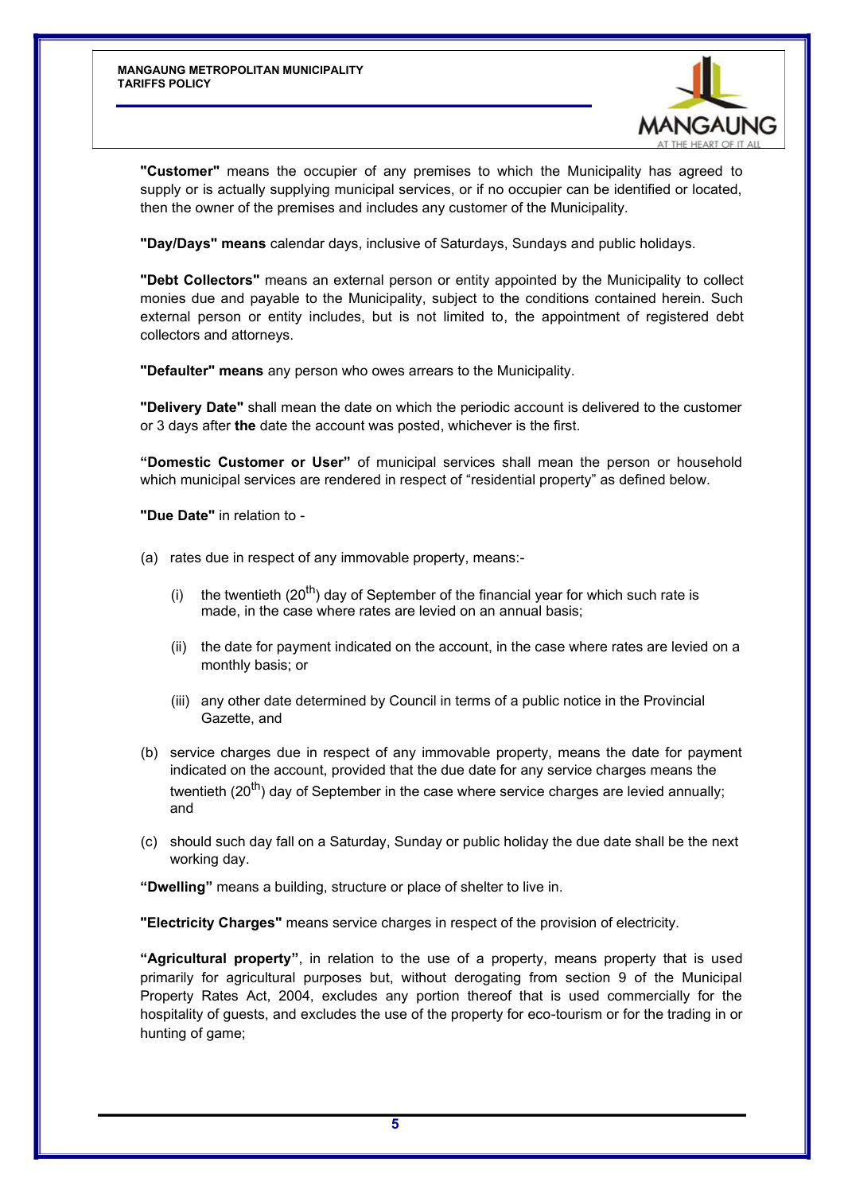**"Customer"** means the occupier of any premises to which the Municipality has agreed to supply or is actually supplying municipal services, or if no occupier can be identified or located, then the owner of the premises and includes any customer of the Municipality.

**"Day/Days" means** calendar days, inclusive of Saturdays, Sundays and public holidays.

**"Debt Collectors"** means an external person or entity appointed by the Municipality to collect monies due and payable to the Municipality, subject to the conditions contained herein. Such external person or entity includes, but is not limited to, the appointment of registered debt collectors and attorneys.

**"Defaulter" means** any person who owes arrears to the Municipality.

**"Delivery Date"** shall mean the date on which the periodic account is delivered to the customer or 3 days after **the** date the account was posted, whichever is the first.

**"Domestic Customer or User"** of municipal services shall mean the person or household which municipal services are rendered in respect of "residential property" as defined below.

**"Due Date"** in relation to -

(a) rates due in respect of any immovable property, means:-

  (i) the twentieth (20th) day of September of the financial year for which such rate is made, in the case where rates are levied on an annual basis;

  (ii) the date for payment indicated on the account, in the case where rates are levied on a monthly basis; or

  (iii) any other date determined by Council in terms of a public notice in the Provincial Gazette, and

(b) service charges due in respect of any immovable property, means the date for payment indicated on the account, provided that the due date for any service charges means the twentieth (20th) day of September in the case where service charges are levied annually; and

(c) should such day fall on a Saturday, Sunday or public holiday the due date shall be the next working day.

**"Dwelling"** means a building, structure or place of shelter to live in.

**"Electricity Charges"** means service charges in respect of the provision of electricity.

**"Agricultural property"**, in relation to the use of a property, means property that is used primarily for agricultural purposes but, without derogating from section 9 of the Municipal Property Rates Act, 2004, excludes any portion thereof that is used commercially for the hospitality of guests, and excludes the use of the property for eco-tourism or for the trading in or hunting of game;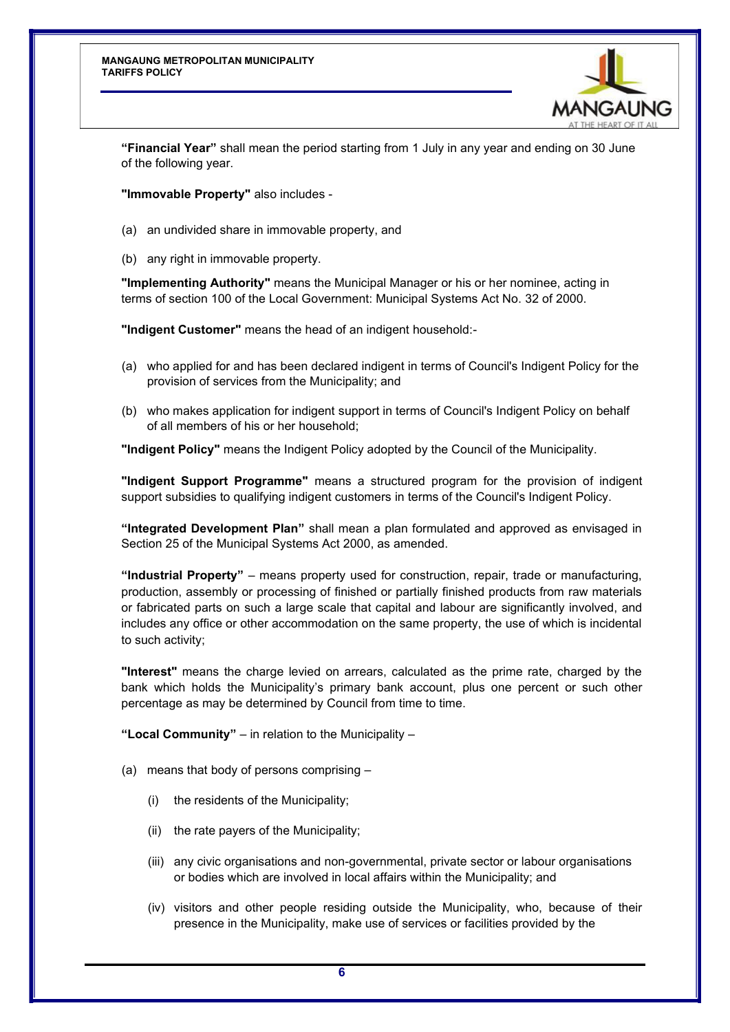**"Financial Year"** shall mean the period starting from 1 July in any year and ending on 30 June of the following year.

**"Immovable Property"** also includes -

(a) an undivided share in immovable property, and

(b) any right in immovable property.

**"Implementing Authority"** means the Municipal Manager or his or her nominee, acting in terms of section 100 of the Local Government: Municipal Systems Act No. 32 of 2000.

**"Indigent Customer"** means the head of an indigent household:-

(a) who applied for and has been declared indigent in terms of Council's Indigent Policy for the provision of services from the Municipality; and

(b) who makes application for indigent support in terms of Council's Indigent Policy on behalf of all members of his or her household;

**"Indigent Policy"** means the Indigent Policy adopted by the Council of the Municipality.

**"Indigent Support Programme"** means a structured program for the provision of indigent support subsidies to qualifying indigent customers in terms of the Council's Indigent Policy.

**"Integrated Development Plan"** shall mean a plan formulated and approved as envisaged in Section 25 of the Municipal Systems Act 2000, as amended.

**"Industrial Property"** – means property used for construction, repair, trade or manufacturing, production, assembly or processing of finished or partially finished products from raw materials or fabricated parts on such a large scale that capital and labour are significantly involved, and includes any office or other accommodation on the same property, the use of which is incidental to such activity;

**"Interest"** means the charge levied on arrears, calculated as the prime rate, charged by the bank which holds the Municipality's primary bank account, plus one percent or such other percentage as may be determined by Council from time to time.

**"Local Community"** – in relation to the Municipality –

(a) means that body of persons comprising –

   (i) the residents of the Municipality;

   (ii) the rate payers of the Municipality;

   (iii) any civic organisations and non-governmental, private sector or labour organisations or bodies which are involved in local affairs within the Municipality; and

   (iv) visitors and other people residing outside the Municipality, who, because of their presence in the Municipality, make use of services or facilities provided by the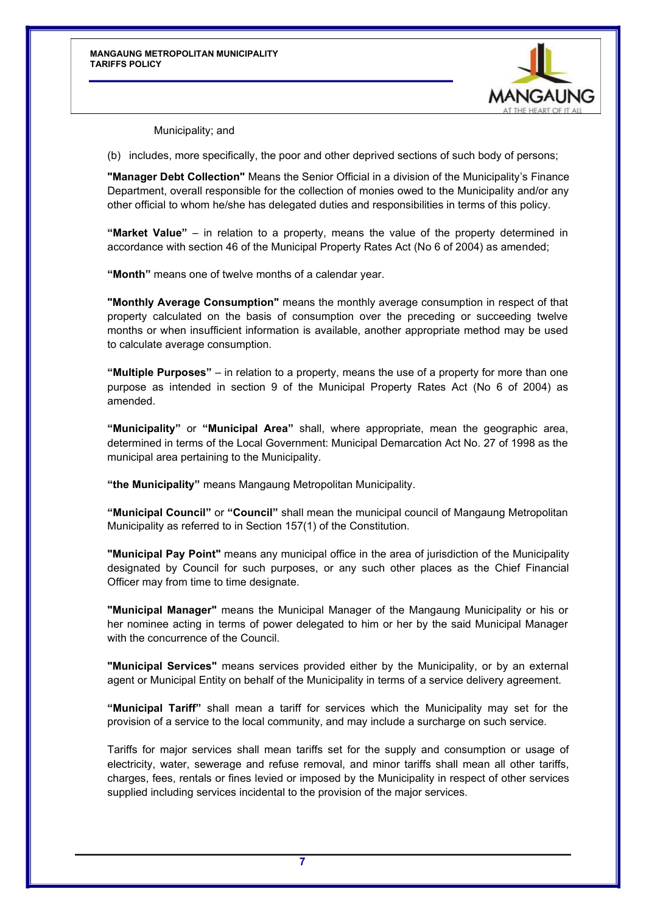Municipality; and

(b) includes, more specifically, the poor and other deprived sections of such body of persons;

**"Manager Debt Collection"** Means the Senior Official in a division of the Municipality's Finance Department, overall responsible for the collection of monies owed to the Municipality and/or any other official to whom he/she has delegated duties and responsibilities in terms of this policy.

**"Market Value"** – in relation to a property, means the value of the property determined in accordance with section 46 of the Municipal Property Rates Act (No 6 of 2004) as amended;

**"Month"** means one of twelve months of a calendar year.

**"Monthly Average Consumption"** means the monthly average consumption in respect of that property calculated on the basis of consumption over the preceding or succeeding twelve months or when insufficient information is available, another appropriate method may be used to calculate average consumption.

**"Multiple Purposes"** – in relation to a property, means the use of a property for more than one purpose as intended in section 9 of the Municipal Property Rates Act (No 6 of 2004) as amended.

**"Municipality"** or **"Municipal Area"** shall, where appropriate, mean the geographic area, determined in terms of the Local Government: Municipal Demarcation Act No. 27 of 1998 as the municipal area pertaining to the Municipality.

**"the Municipality"** means Mangaung Metropolitan Municipality.

**"Municipal Council"** or **"Council"** shall mean the municipal council of Mangaung Metropolitan Municipality as referred to in Section 157(1) of the Constitution.

**"Municipal Pay Point"** means any municipal office in the area of jurisdiction of the Municipality designated by Council for such purposes, or any such other places as the Chief Financial Officer may from time to time designate.

**"Municipal Manager"** means the Municipal Manager of the Mangaung Municipality or his or her nominee acting in terms of power delegated to him or her by the said Municipal Manager with the concurrence of the Council.

**"Municipal Services"** means services provided either by the Municipality, or by an external agent or Municipal Entity on behalf of the Municipality in terms of a service delivery agreement.

**"Municipal Tariff"** shall mean a tariff for services which the Municipality may set for the provision of a service to the local community, and may include a surcharge on such service.

Tariffs for major services shall mean tariffs set for the supply and consumption or usage of electricity, water, sewerage and refuse removal, and minor tariffs shall mean all other tariffs, charges, fees, rentals or fines levied or imposed by the Municipality in respect of other services supplied including services incidental to the provision of the major services.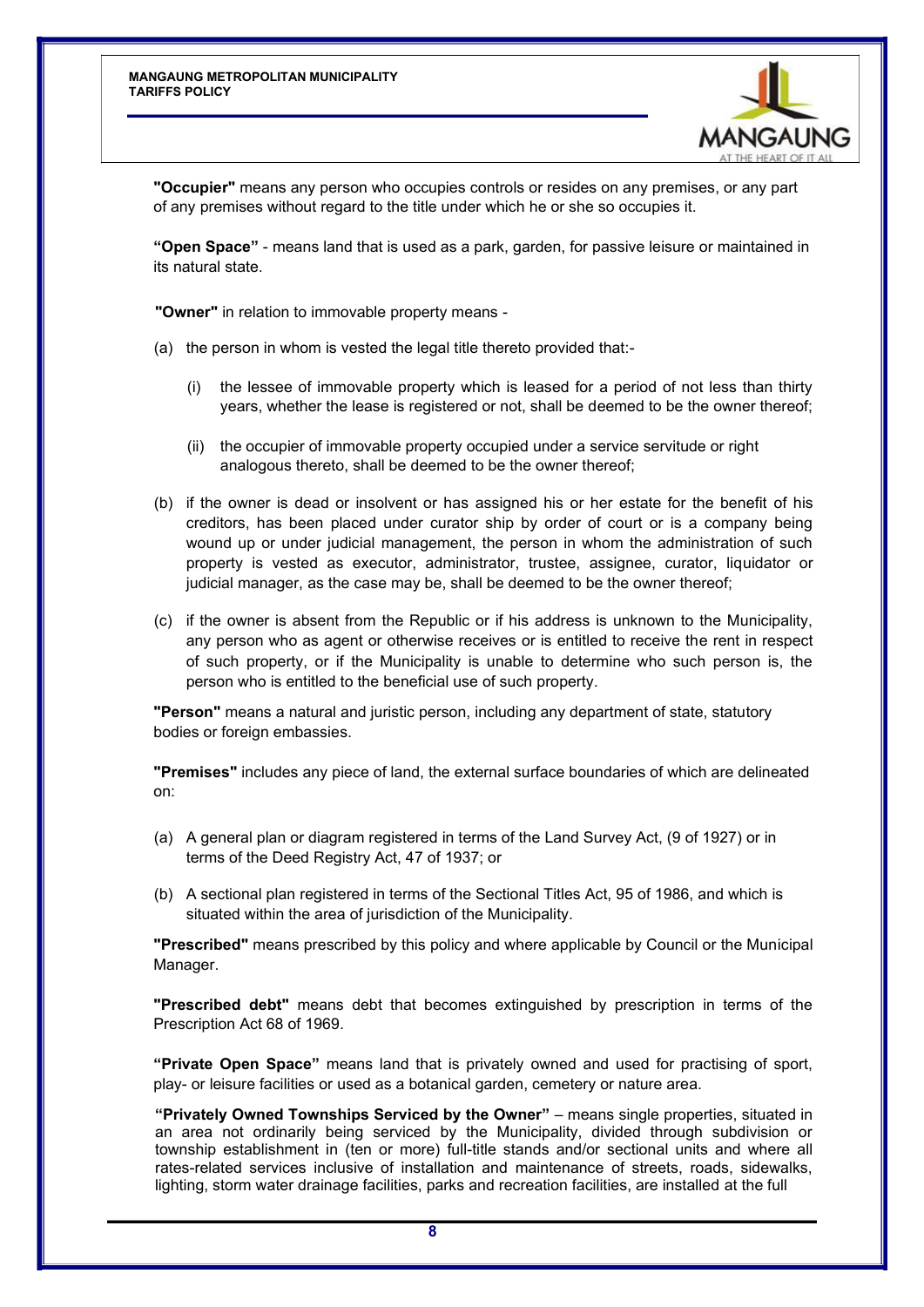**"Occupier"** means any person who occupies controls or resides on any premises, or any part of any premises without regard to the title under which he or she so occupies it.

**"Open Space"** - means land that is used as a park, garden, for passive leisure or maintained in its natural state.

**"Owner"** in relation to immovable property means -

(a) the person in whom is vested the legal title thereto provided that:-

   (i) the lessee of immovable property which is leased for a period of not less than thirty years, whether the lease is registered or not, shall be deemed to be the owner thereof;

   (ii) the occupier of immovable property occupied under a service servitude or right analogous thereto, shall be deemed to be the owner thereof;

(b) if the owner is dead or insolvent or has assigned his or her estate for the benefit of his creditors, has been placed under curator ship by order of court or is a company being wound up or under judicial management, the person in whom the administration of such property is vested as executor, administrator, trustee, assignee, curator, liquidator or judicial manager, as the case may be, shall be deemed to be the owner thereof;

(c) if the owner is absent from the Republic or if his address is unknown to the Municipality, any person who as agent or otherwise receives or is entitled to receive the rent in respect of such property, or if the Municipality is unable to determine who such person is, the person who is entitled to the beneficial use of such property.

**"Person"** means a natural and juristic person, including any department of state, statutory bodies or foreign embassies.

**"Premises"** includes any piece of land, the external surface boundaries of which are delineated on:

(a) A general plan or diagram registered in terms of the Land Survey Act, (9 of 1927) or in terms of the Deed Registry Act, 47 of 1937; or

(b) A sectional plan registered in terms of the Sectional Titles Act, 95 of 1986, and which is situated within the area of jurisdiction of the Municipality.

**"Prescribed"** means prescribed by this policy and where applicable by Council or the Municipal Manager.

**"Prescribed debt"** means debt that becomes extinguished by prescription in terms of the Prescription Act 68 of 1969.

**"Private Open Space"** means land that is privately owned and used for practising of sport, play- or leisure facilities or used as a botanical garden, cemetery or nature area.

**"Privately Owned Townships Serviced by the Owner"** – means single properties, situated in an area not ordinarily being serviced by the Municipality, divided through subdivision or township establishment in (ten or more) full-title stands and/or sectional units and where all rates-related services inclusive of installation and maintenance of streets, roads, sidewalks, lighting, storm water drainage facilities, parks and recreation facilities, are installed at the full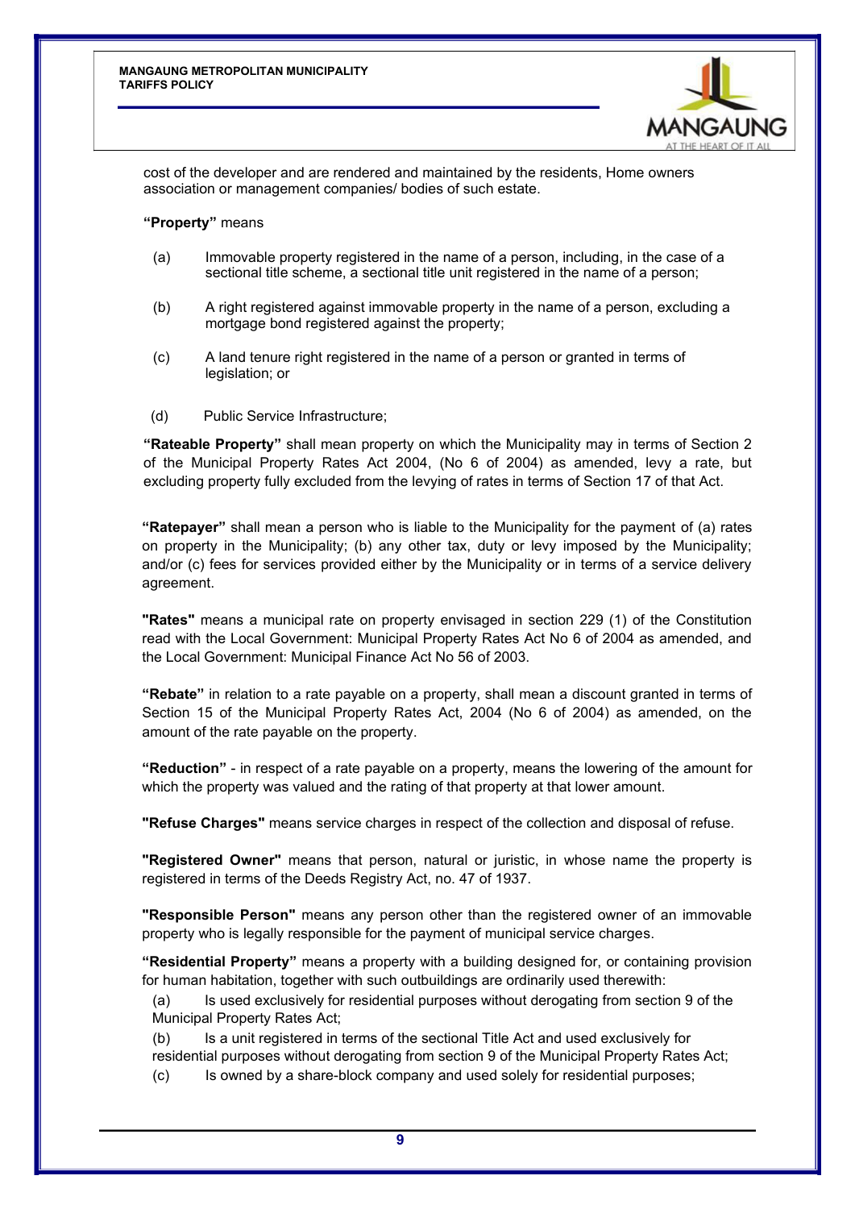cost of the developer and are rendered and maintained by the residents, Home owners association or management companies/ bodies of such estate.

**"Property"** means

(a) Immovable property registered in the name of a person, including, in the case of a sectional title scheme, a sectional title unit registered in the name of a person;

(b) A right registered against immovable property in the name of a person, excluding a mortgage bond registered against the property;

(c) A land tenure right registered in the name of a person or granted in terms of legislation; or

(d) Public Service Infrastructure;

**"Rateable Property"** shall mean property on which the Municipality may in terms of Section 2 of the Municipal Property Rates Act 2004, (No 6 of 2004) as amended, levy a rate, but excluding property fully excluded from the levying of rates in terms of Section 17 of that Act.

**"Ratepayer"** shall mean a person who is liable to the Municipality for the payment of (a) rates on property in the Municipality; (b) any other tax, duty or levy imposed by the Municipality; and/or (c) fees for services provided either by the Municipality or in terms of a service delivery agreement.

**"Rates"** means a municipal rate on property envisaged in section 229 (1) of the Constitution read with the Local Government: Municipal Property Rates Act No 6 of 2004 as amended, and the Local Government: Municipal Finance Act No 56 of 2003.

**"Rebate"** in relation to a rate payable on a property, shall mean a discount granted in terms of Section 15 of the Municipal Property Rates Act, 2004 (No 6 of 2004) as amended, on the amount of the rate payable on the property.

**"Reduction"** - in respect of a rate payable on a property, means the lowering of the amount for which the property was valued and the rating of that property at that lower amount.

**"Refuse Charges"** means service charges in respect of the collection and disposal of refuse.

**"Registered Owner"** means that person, natural or juristic, in whose name the property is registered in terms of the Deeds Registry Act, no. 47 of 1937.

**"Responsible Person"** means any person other than the registered owner of an immovable property who is legally responsible for the payment of municipal service charges.

**"Residential Property"** means a property with a building designed for, or containing provision for human habitation, together with such outbuildings are ordinarily used therewith:

(a) Is used exclusively for residential purposes without derogating from section 9 of the Municipal Property Rates Act;

(b) Is a unit registered in terms of the sectional Title Act and used exclusively for residential purposes without derogating from section 9 of the Municipal Property Rates Act;

(c) Is owned by a share-block company and used solely for residential purposes;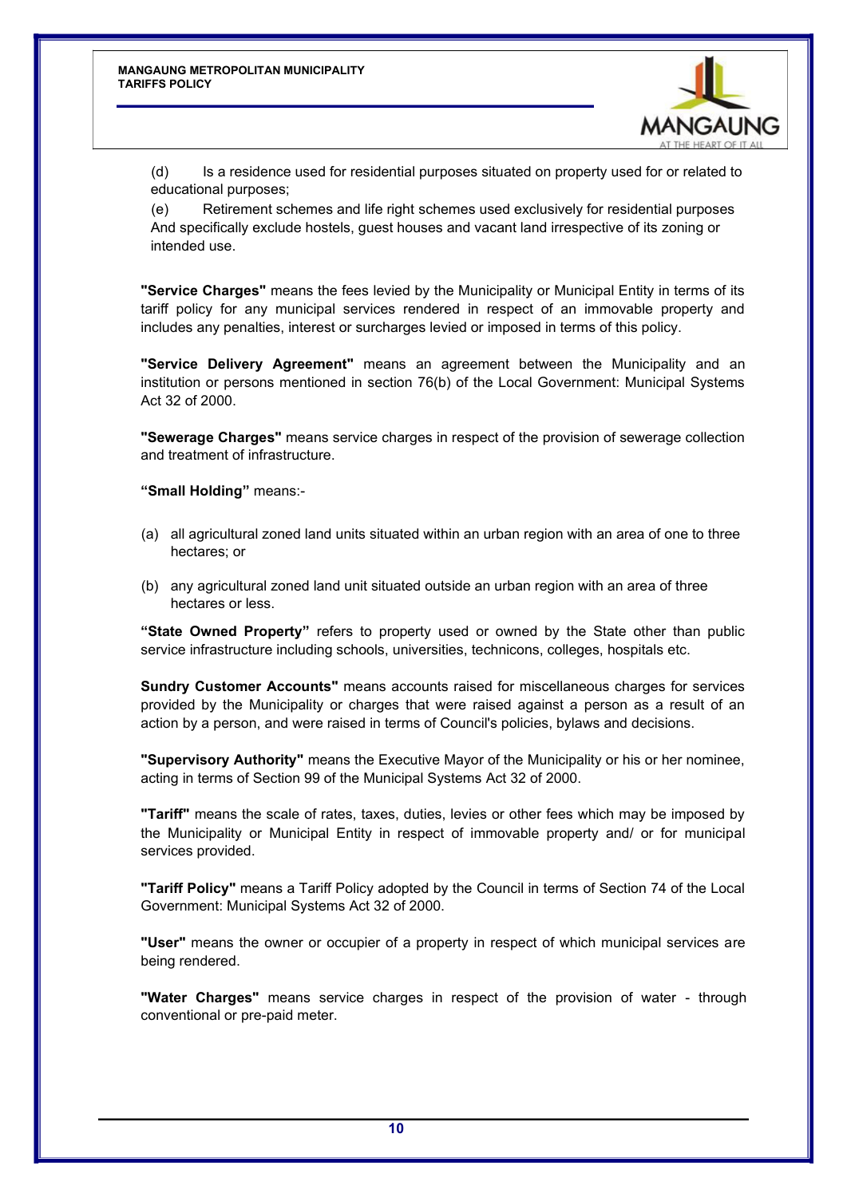(d) Is a residence used for residential purposes situated on property used for or related to educational purposes;

(e) Retirement schemes and life right schemes used exclusively for residential purposes And specifically exclude hostels, guest houses and vacant land irrespective of its zoning or intended use.

**"Service Charges"** means the fees levied by the Municipality or Municipal Entity in terms of its tariff policy for any municipal services rendered in respect of an immovable property and includes any penalties, interest or surcharges levied or imposed in terms of this policy.

**"Service Delivery Agreement"** means an agreement between the Municipality and an institution or persons mentioned in section 76(b) of the Local Government: Municipal Systems Act 32 of 2000.

**"Sewerage Charges"** means service charges in respect of the provision of sewerage collection and treatment of infrastructure.

**"Small Holding"** means:-

(a) all agricultural zoned land units situated within an urban region with an area of one to three hectares; or

(b) any agricultural zoned land unit situated outside an urban region with an area of three hectares or less.

**"State Owned Property"** refers to property used or owned by the State other than public service infrastructure including schools, universities, technicons, colleges, hospitals etc.

**Sundry Customer Accounts"** means accounts raised for miscellaneous charges for services provided by the Municipality or charges that were raised against a person as a result of an action by a person, and were raised in terms of Council's policies, bylaws and decisions.

**"Supervisory Authority"** means the Executive Mayor of the Municipality or his or her nominee, acting in terms of Section 99 of the Municipal Systems Act 32 of 2000.

**"Tariff"** means the scale of rates, taxes, duties, levies or other fees which may be imposed by the Municipality or Municipal Entity in respect of immovable property and/ or for municipal services provided.

**"Tariff Policy"** means a Tariff Policy adopted by the Council in terms of Section 74 of the Local Government: Municipal Systems Act 32 of 2000.

**"User"** means the owner or occupier of a property in respect of which municipal services are being rendered.

**"Water Charges"** means service charges in respect of the provision of water - through conventional or pre-paid meter.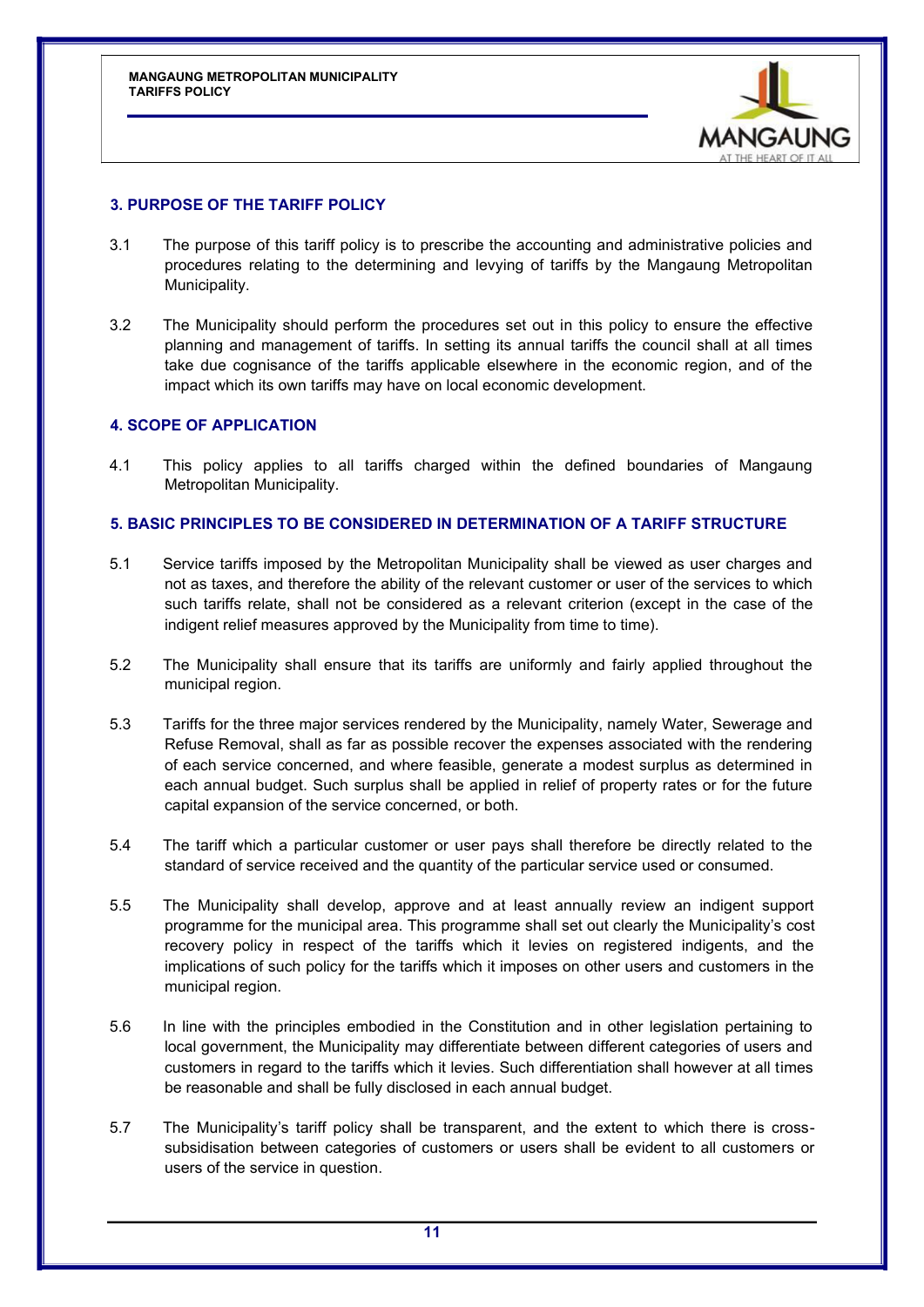## 3. PURPOSE OF THE TARIFF POLICY

3.1 The purpose of this tariff policy is to prescribe the accounting and administrative policies and procedures relating to the determining and levying of tariffs by the Mangaung Metropolitan Municipality.

3.2 The Municipality should perform the procedures set out in this policy to ensure the effective planning and management of tariffs. In setting its annual tariffs the council shall at all times take due cognisance of the tariffs applicable elsewhere in the economic region, and of the impact which its own tariffs may have on local economic development.

## 4. SCOPE OF APPLICATION

4.1 This policy applies to all tariffs charged within the defined boundaries of Mangaung Metropolitan Municipality.

## 5. BASIC PRINCIPLES TO BE CONSIDERED IN DETERMINATION OF A TARIFF STRUCTURE

5.1 Service tariffs imposed by the Metropolitan Municipality shall be viewed as user charges and not as taxes, and therefore the ability of the relevant customer or user of the services to which such tariffs relate, shall not be considered as a relevant criterion (except in the case of the indigent relief measures approved by the Municipality from time to time).

5.2 The Municipality shall ensure that its tariffs are uniformly and fairly applied throughout the municipal region.

5.3 Tariffs for the three major services rendered by the Municipality, namely Water, Sewerage and Refuse Removal, shall as far as possible recover the expenses associated with the rendering of each service concerned, and where feasible, generate a modest surplus as determined in each annual budget. Such surplus shall be applied in relief of property rates or for the future capital expansion of the service concerned, or both.

5.4 The tariff which a particular customer or user pays shall therefore be directly related to the standard of service received and the quantity of the particular service used or consumed.

5.5 The Municipality shall develop, approve and at least annually review an indigent support programme for the municipal area. This programme shall set out clearly the Municipality's cost recovery policy in respect of the tariffs which it levies on registered indigents, and the implications of such policy for the tariffs which it imposes on other users and customers in the municipal region.

5.6 In line with the principles embodied in the Constitution and in other legislation pertaining to local government, the Municipality may differentiate between different categories of users and customers in regard to the tariffs which it levies. Such differentiation shall however at all times be reasonable and shall be fully disclosed in each annual budget.

5.7 The Municipality's tariff policy shall be transparent, and the extent to which there is cross-subsidisation between categories of customers or users shall be evident to all customers or users of the service in question.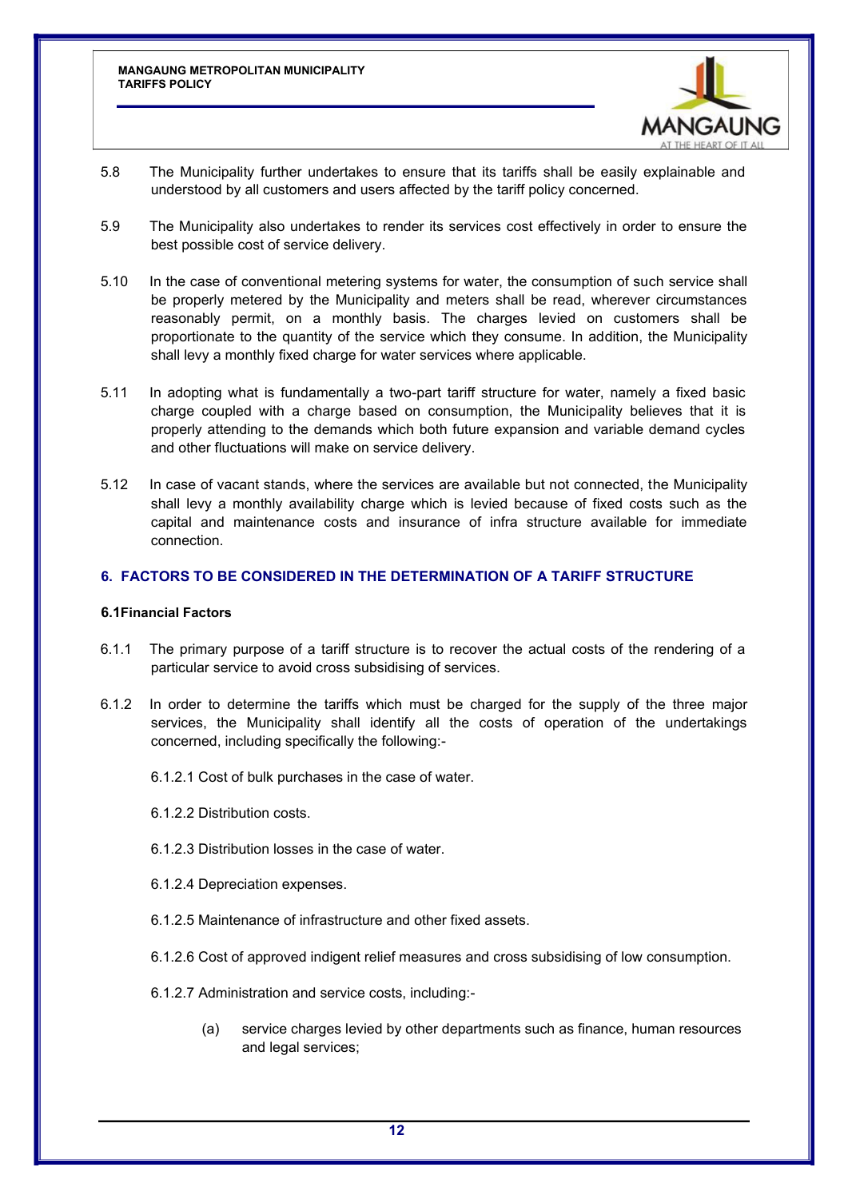5.8 The Municipality further undertakes to ensure that its tariffs shall be easily explainable and understood by all customers and users affected by the tariff policy concerned.

5.9 The Municipality also undertakes to render its services cost effectively in order to ensure the best possible cost of service delivery.

5.10 In the case of conventional metering systems for water, the consumption of such service shall be properly metered by the Municipality and meters shall be read, wherever circumstances reasonably permit, on a monthly basis. The charges levied on customers shall be proportionate to the quantity of the service which they consume. In addition, the Municipality shall levy a monthly fixed charge for water services where applicable.

5.11 In adopting what is fundamentally a two-part tariff structure for water, namely a fixed basic charge coupled with a charge based on consumption, the Municipality believes that it is properly attending to the demands which both future expansion and variable demand cycles and other fluctuations will make on service delivery.

5.12 In case of vacant stands, where the services are available but not connected, the Municipality shall levy a monthly availability charge which is levied because of fixed costs such as the capital and maintenance costs and insurance of infra structure available for immediate connection.

## 6. FACTORS TO BE CONSIDERED IN THE DETERMINATION OF A TARIFF STRUCTURE

### 6.1Financial Factors

6.1.1 The primary purpose of a tariff structure is to recover the actual costs of the rendering of a particular service to avoid cross subsidising of services.

6.1.2 In order to determine the tariffs which must be charged for the supply of the three major services, the Municipality shall identify all the costs of operation of the undertakings concerned, including specifically the following:-

6.1.2.1 Cost of bulk purchases in the case of water.

6.1.2.2 Distribution costs.

6.1.2.3 Distribution losses in the case of water.

6.1.2.4 Depreciation expenses.

6.1.2.5 Maintenance of infrastructure and other fixed assets.

6.1.2.6 Cost of approved indigent relief measures and cross subsidising of low consumption.

6.1.2.7 Administration and service costs, including:-

(a) service charges levied by other departments such as finance, human resources and legal services;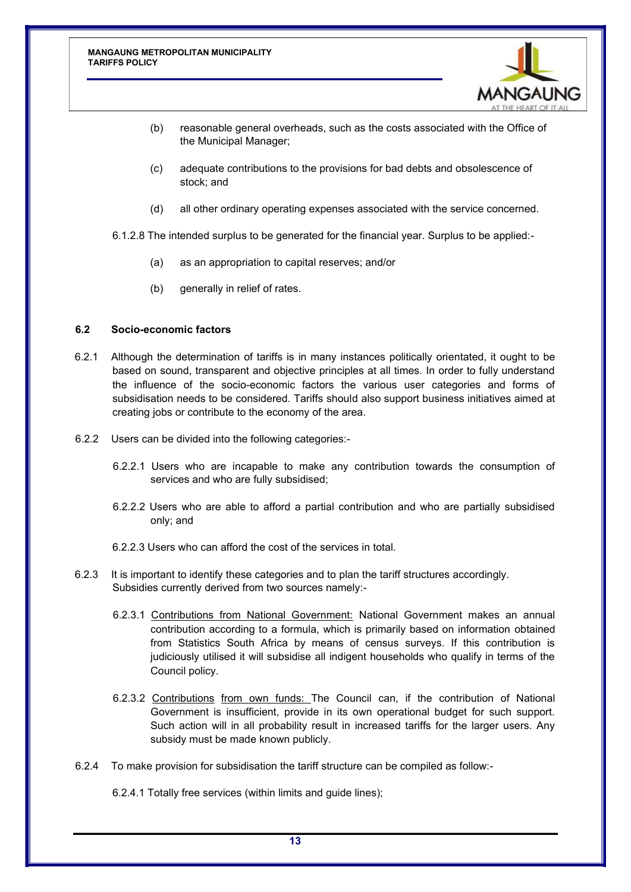(b) reasonable general overheads, such as the costs associated with the Office of the Municipal Manager;

(c) adequate contributions to the provisions for bad debts and obsolescence of stock; and

(d) all other ordinary operating expenses associated with the service concerned.

6.1.2.8 The intended surplus to be generated for the financial year. Surplus to be applied:-

(a) as an appropriation to capital reserves; and/or

(b) generally in relief of rates.

### 6.2 Socio-economic factors

6.2.1 Although the determination of tariffs is in many instances politically orientated, it ought to be based on sound, transparent and objective principles at all times. In order to fully understand the influence of the socio-economic factors the various user categories and forms of subsidisation needs to be considered. Tariffs should also support business initiatives aimed at creating jobs or contribute to the economy of the area.

6.2.2 Users can be divided into the following categories:-

6.2.2.1 Users who are incapable to make any contribution towards the consumption of services and who are fully subsidised;

6.2.2.2 Users who are able to afford a partial contribution and who are partially subsidised only; and

6.2.2.3 Users who can afford the cost of the services in total.

6.2.3 It is important to identify these categories and to plan the tariff structures accordingly. Subsidies currently derived from two sources namely:-

6.2.3.1 Contributions from National Government: National Government makes an annual contribution according to a formula, which is primarily based on information obtained from Statistics South Africa by means of census surveys. If this contribution is judiciously utilised it will subsidise all indigent households who qualify in terms of the Council policy.

6.2.3.2 Contributions from own funds: The Council can, if the contribution of National Government is insufficient, provide in its own operational budget for such support. Such action will in all probability result in increased tariffs for the larger users. Any subsidy must be made known publicly.

6.2.4 To make provision for subsidisation the tariff structure can be compiled as follow:-

6.2.4.1 Totally free services (within limits and guide lines);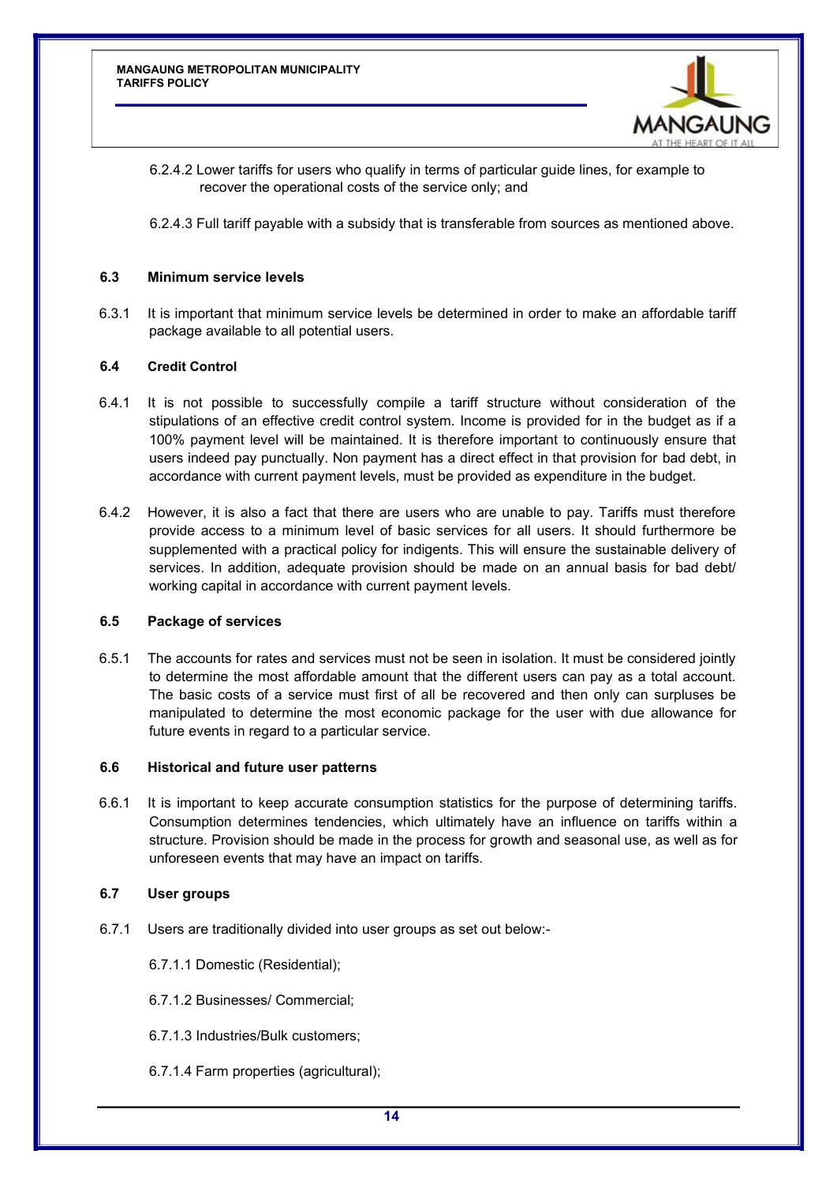6.2.4.2 Lower tariffs for users who qualify in terms of particular guide lines, for example to recover the operational costs of the service only; and

6.2.4.3 Full tariff payable with a subsidy that is transferable from sources as mentioned above.

### 6.3 Minimum service levels

6.3.1 It is important that minimum service levels be determined in order to make an affordable tariff package available to all potential users.

### 6.4 Credit Control

6.4.1 It is not possible to successfully compile a tariff structure without consideration of the stipulations of an effective credit control system. Income is provided for in the budget as if a 100% payment level will be maintained. It is therefore important to continuously ensure that users indeed pay punctually. Non payment has a direct effect in that provision for bad debt, in accordance with current payment levels, must be provided as expenditure in the budget.

6.4.2 However, it is also a fact that there are users who are unable to pay. Tariffs must therefore provide access to a minimum level of basic services for all users. It should furthermore be supplemented with a practical policy for indigents. This will ensure the sustainable delivery of services. In addition, adequate provision should be made on an annual basis for bad debt/ working capital in accordance with current payment levels.

### 6.5 Package of services

6.5.1 The accounts for rates and services must not be seen in isolation. It must be considered jointly to determine the most affordable amount that the different users can pay as a total account. The basic costs of a service must first of all be recovered and then only can surpluses be manipulated to determine the most economic package for the user with due allowance for future events in regard to a particular service.

### 6.6 Historical and future user patterns

6.6.1 It is important to keep accurate consumption statistics for the purpose of determining tariffs. Consumption determines tendencies, which ultimately have an influence on tariffs within a structure. Provision should be made in the process for growth and seasonal use, as well as for unforeseen events that may have an impact on tariffs.

### 6.7 User groups

6.7.1 Users are traditionally divided into user groups as set out below:-

6.7.1.1 Domestic (Residential);

6.7.1.2 Businesses/ Commercial;

6.7.1.3 Industries/Bulk customers;

6.7.1.4 Farm properties (agricultural);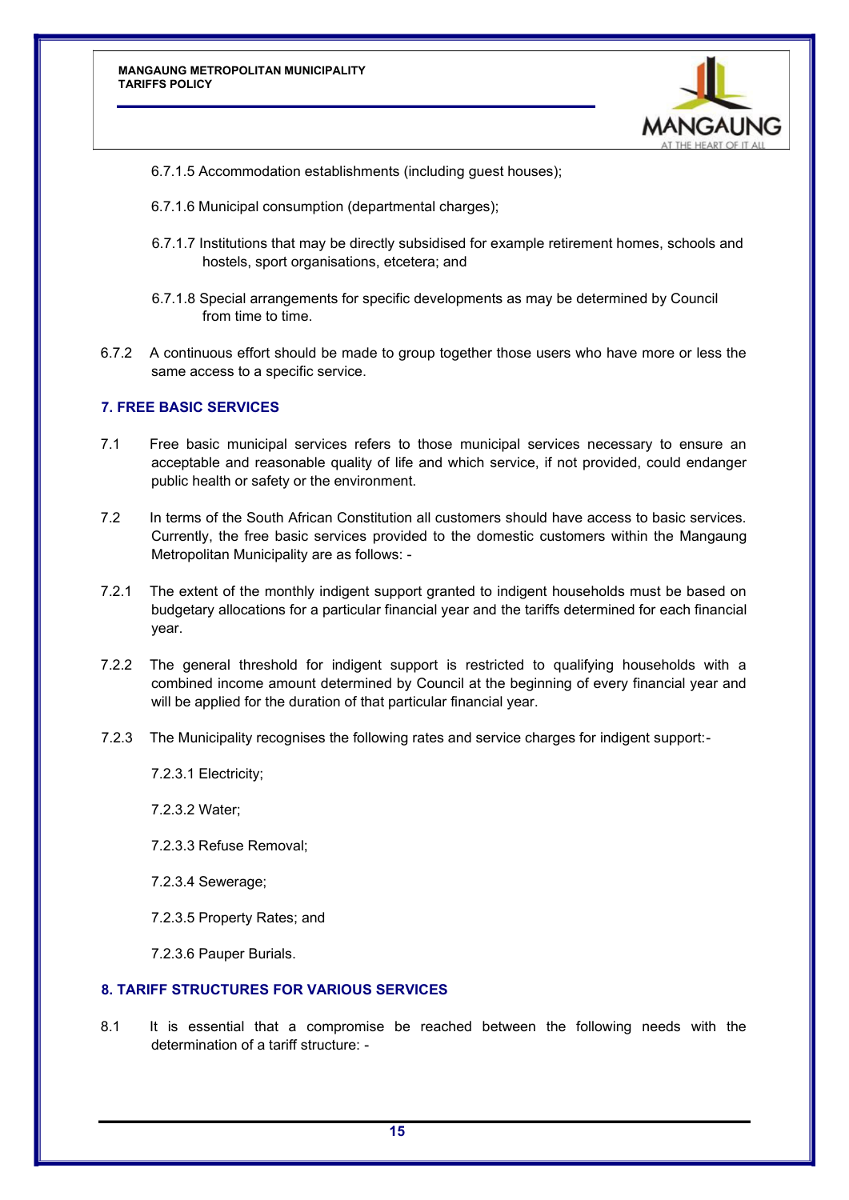6.7.1.5 Accommodation establishments (including guest houses);

6.7.1.6 Municipal consumption (departmental charges);

6.7.1.7 Institutions that may be directly subsidised for example retirement homes, schools and hostels, sport organisations, etcetera; and

6.7.1.8 Special arrangements for specific developments as may be determined by Council from time to time.

6.7.2 A continuous effort should be made to group together those users who have more or less the same access to a specific service.

## 7. FREE BASIC SERVICES

7.1 Free basic municipal services refers to those municipal services necessary to ensure an acceptable and reasonable quality of life and which service, if not provided, could endanger public health or safety or the environment.

7.2 In terms of the South African Constitution all customers should have access to basic services. Currently, the free basic services provided to the domestic customers within the Mangaung Metropolitan Municipality are as follows: -

7.2.1 The extent of the monthly indigent support granted to indigent households must be based on budgetary allocations for a particular financial year and the tariffs determined for each financial year.

7.2.2 The general threshold for indigent support is restricted to qualifying households with a combined income amount determined by Council at the beginning of every financial year and will be applied for the duration of that particular financial year.

7.2.3 The Municipality recognises the following rates and service charges for indigent support:-

7.2.3.1 Electricity;

7.2.3.2 Water;

7.2.3.3 Refuse Removal;

7.2.3.4 Sewerage;

7.2.3.5 Property Rates; and

7.2.3.6 Pauper Burials.

## 8. TARIFF STRUCTURES FOR VARIOUS SERVICES

8.1 It is essential that a compromise be reached between the following needs with the determination of a tariff structure: -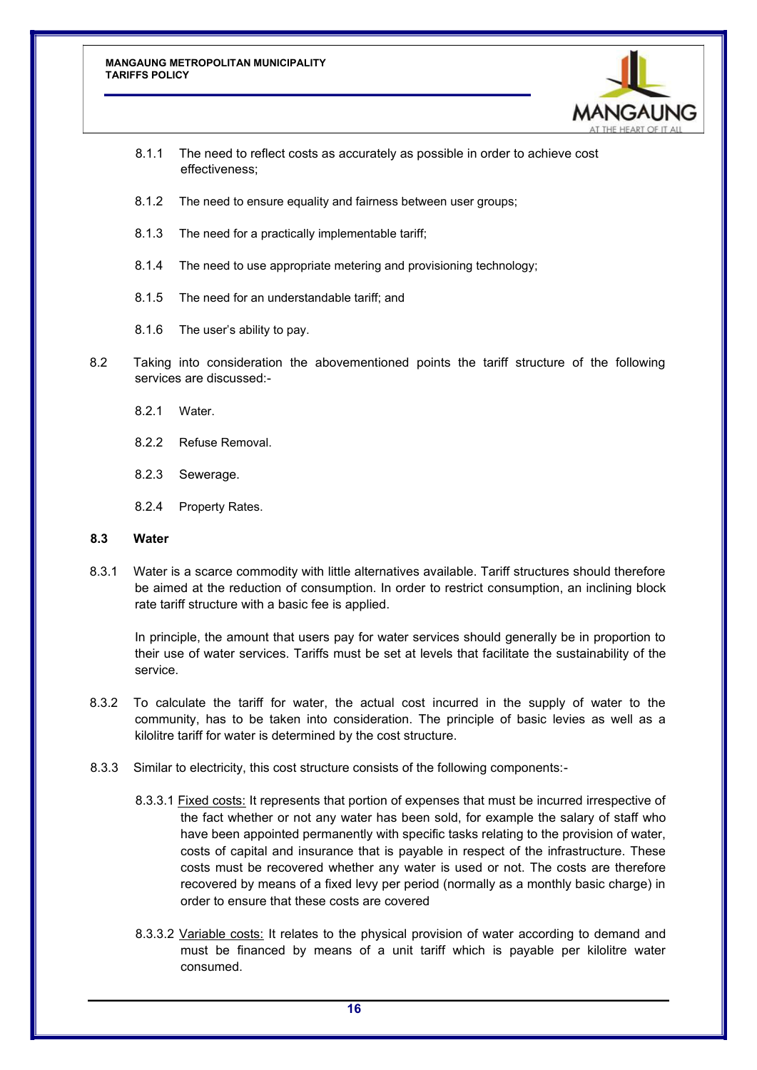8.1.1 The need to reflect costs as accurately as possible in order to achieve cost effectiveness;

8.1.2 The need to ensure equality and fairness between user groups;

8.1.3 The need for a practically implementable tariff;

8.1.4 The need to use appropriate metering and provisioning technology;

8.1.5 The need for an understandable tariff; and

8.1.6 The user's ability to pay.

8.2 Taking into consideration the abovementioned points the tariff structure of the following services are discussed:-

8.2.1 Water.

8.2.2 Refuse Removal.

8.2.3 Sewerage.

8.2.4 Property Rates.

**8.3 Water**

8.3.1 Water is a scarce commodity with little alternatives available. Tariff structures should therefore be aimed at the reduction of consumption. In order to restrict consumption, an inclining block rate tariff structure with a basic fee is applied.

In principle, the amount that users pay for water services should generally be in proportion to their use of water services. Tariffs must be set at levels that facilitate the sustainability of the service.

8.3.2 To calculate the tariff for water, the actual cost incurred in the supply of water to the community, has to be taken into consideration. The principle of basic levies as well as a kilolitre tariff for water is determined by the cost structure.

8.3.3 Similar to electricity, this cost structure consists of the following components:-

8.3.3.1 Fixed costs: It represents that portion of expenses that must be incurred irrespective of the fact whether or not any water has been sold, for example the salary of staff who have been appointed permanently with specific tasks relating to the provision of water, costs of capital and insurance that is payable in respect of the infrastructure. These costs must be recovered whether any water is used or not. The costs are therefore recovered by means of a fixed levy per period (normally as a monthly basic charge) in order to ensure that these costs are covered

8.3.3.2 Variable costs: It relates to the physical provision of water according to demand and must be financed by means of a unit tariff which is payable per kilolitre water consumed.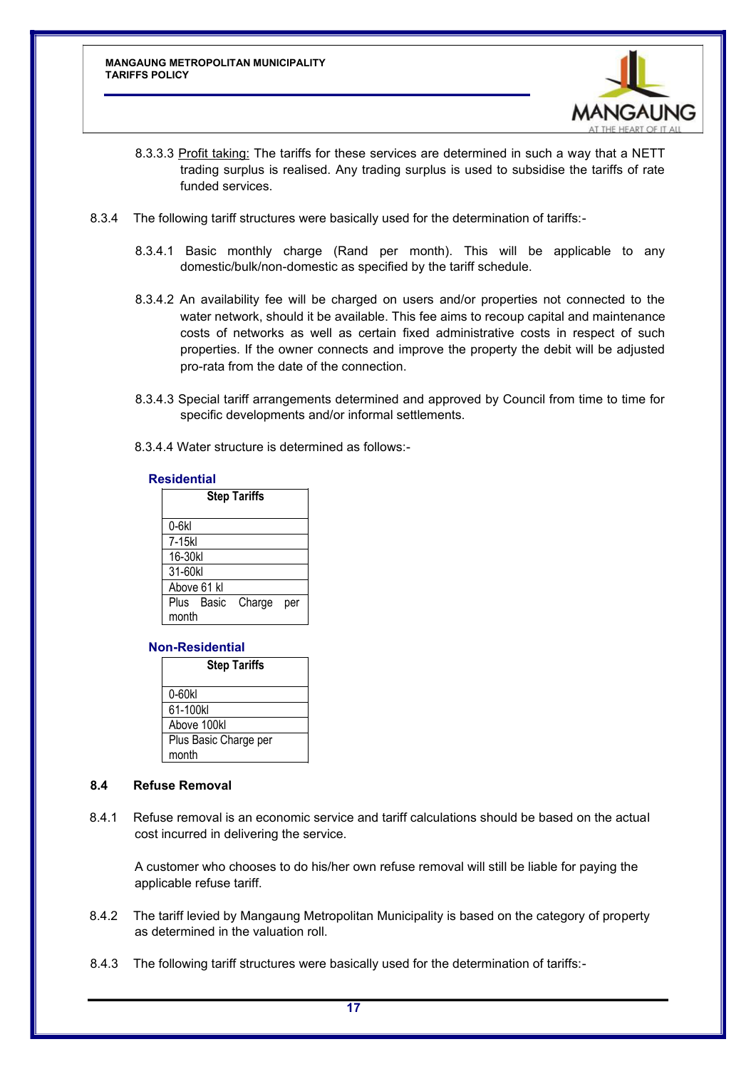8.3.3.3 Profit taking: The tariffs for these services are determined in such a way that a NETT trading surplus is realised. Any trading surplus is used to subsidise the tariffs of rate funded services.

8.3.4 The following tariff structures were basically used for the determination of tariffs:-

8.3.4.1 Basic monthly charge (Rand per month). This will be applicable to any domestic/bulk/non-domestic as specified by the tariff schedule.

8.3.4.2 An availability fee will be charged on users and/or properties not connected to the water network, should it be available. This fee aims to recoup capital and maintenance costs of networks as well as certain fixed administrative costs in respect of such properties. If the owner connects and improve the property the debit will be adjusted pro-rata from the date of the connection.

8.3.4.3 Special tariff arrangements determined and approved by Council from time to time for specific developments and/or informal settlements.

8.3.4.4 Water structure is determined as follows:-

**Residential**

| Step Tariffs |
| --- |
| 0-6kl |
| 7-15kl |
| 16-30kl |
| 31-60kl |
| Above 61 kl |
| Plus Basic Charge per month |

**Non-Residential**

| Step Tariffs |
| --- |
| 0-60kl |
| 61-100kl |
| Above 100kl |
| Plus Basic Charge per month |

## 8.4 Refuse Removal

8.4.1 Refuse removal is an economic service and tariff calculations should be based on the actual cost incurred in delivering the service.

A customer who chooses to do his/her own refuse removal will still be liable for paying the applicable refuse tariff.

8.4.2 The tariff levied by Mangaung Metropolitan Municipality is based on the category of property as determined in the valuation roll.

8.4.3 The following tariff structures were basically used for the determination of tariffs:-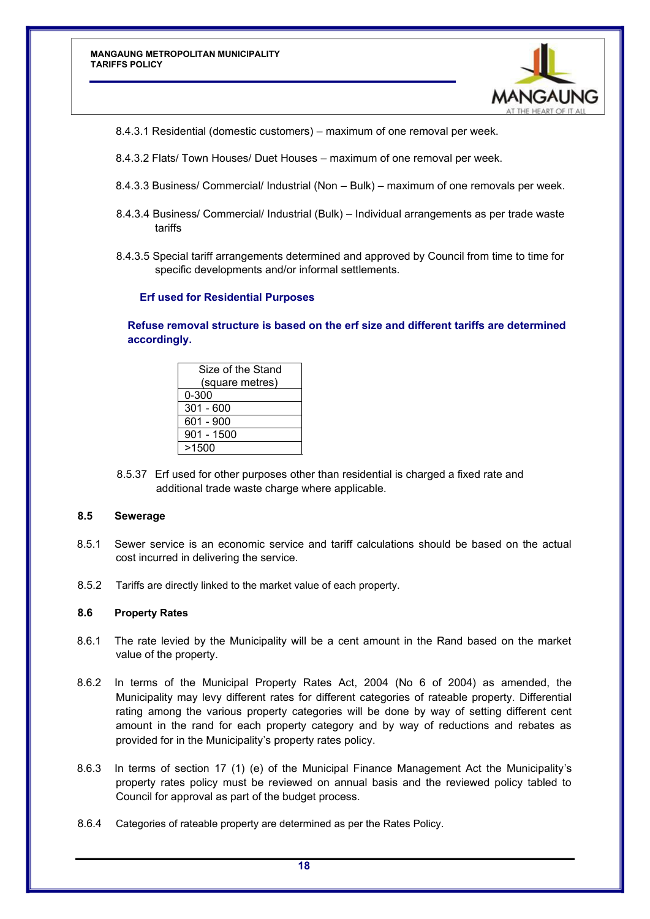8.4.3.1 Residential (domestic customers) – maximum of one removal per week.

8.4.3.2 Flats/ Town Houses/ Duet Houses – maximum of one removal per week.

8.4.3.3 Business/ Commercial/ Industrial (Non – Bulk) – maximum of one removals per week.

8.4.3.4 Business/ Commercial/ Industrial (Bulk) – Individual arrangements as per trade waste tariffs

8.4.3.5 Special tariff arrangements determined and approved by Council from time to time for specific developments and/or informal settlements.

**Erf used for Residential Purposes**

**Refuse removal structure is based on the erf size and different tariffs are determined accordingly.**

| Size of the Stand (square metres) |
|---|
| 0-300 |
| 301 - 600 |
| 601 - 900 |
| 901 - 1500 |
| >1500 |

8.5.37 Erf used for other purposes other than residential is charged a fixed rate and additional trade waste charge where applicable.

## 8.5 Sewerage

8.5.1 Sewer service is an economic service and tariff calculations should be based on the actual cost incurred in delivering the service.

8.5.2 Tariffs are directly linked to the market value of each property.

## 8.6 Property Rates

8.6.1 The rate levied by the Municipality will be a cent amount in the Rand based on the market value of the property.

8.6.2 In terms of the Municipal Property Rates Act, 2004 (No 6 of 2004) as amended, the Municipality may levy different rates for different categories of rateable property. Differential rating among the various property categories will be done by way of setting different cent amount in the rand for each property category and by way of reductions and rebates as provided for in the Municipality's property rates policy.

8.6.3 In terms of section 17 (1) (e) of the Municipal Finance Management Act the Municipality's property rates policy must be reviewed on annual basis and the reviewed policy tabled to Council for approval as part of the budget process.

8.6.4 Categories of rateable property are determined as per the Rates Policy.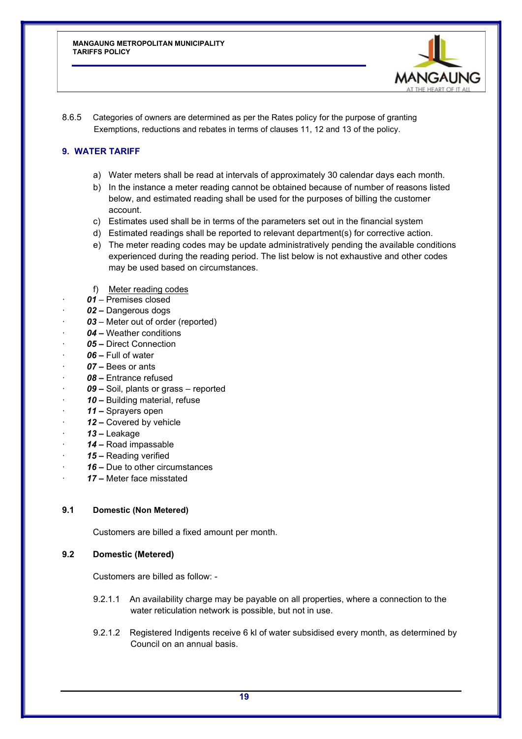8.6.5 Categories of owners are determined as per the Rates policy for the purpose of granting Exemptions, reductions and rebates in terms of clauses 11, 12 and 13 of the policy.

## 9. WATER TARIFF

a) Water meters shall be read at intervals of approximately 30 calendar days each month.
b) In the instance a meter reading cannot be obtained because of number of reasons listed below, and estimated reading shall be used for the purposes of billing the customer account.
c) Estimates used shall be in terms of the parameters set out in the financial system
d) Estimated readings shall be reported to relevant department(s) for corrective action.
e) The meter reading codes may be update administratively pending the available conditions experienced during the reading period. The list below is not exhaustive and other codes may be used based on circumstances.

f) Meter reading codes

- ***01*** – Premises closed
- ***02 –*** Dangerous dogs
- ***03*** – Meter out of order (reported)
- ***04 –*** Weather conditions
- ***05 –*** Direct Connection
- ***06 –*** Full of water
- ***07 –*** Bees or ants
- ***08 –*** Entrance refused
- ***09 –*** Soil, plants or grass – reported
- ***10 –*** Building material, refuse
- ***11 –*** Sprayers open
- ***12 –*** Covered by vehicle
- ***13 –*** Leakage
- ***14 –*** Road impassable
- ***15 –*** Reading verified
- ***16 –*** Due to other circumstances
- ***17 –*** Meter face misstated

### 9.1 Domestic (Non Metered)

Customers are billed a fixed amount per month.

### 9.2 Domestic (Metered)

Customers are billed as follow: -

9.2.1.1 An availability charge may be payable on all properties, where a connection to the water reticulation network is possible, but not in use.

9.2.1.2 Registered Indigents receive 6 kl of water subsidised every month, as determined by Council on an annual basis.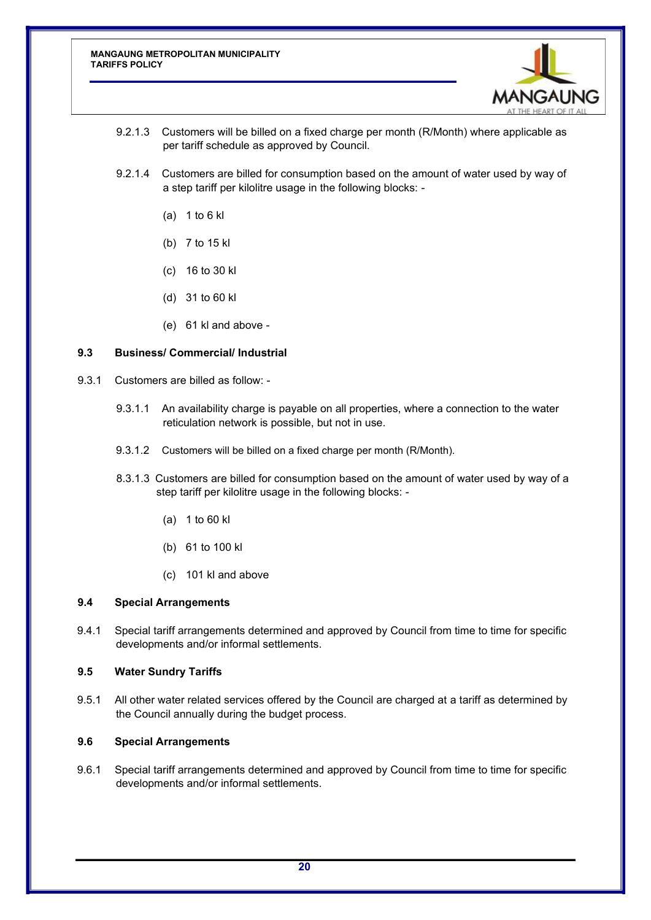9.2.1.3 Customers will be billed on a fixed charge per month (R/Month) where applicable as per tariff schedule as approved by Council.

9.2.1.4 Customers are billed for consumption based on the amount of water used by way of a step tariff per kilolitre usage in the following blocks: -

(a) 1 to 6 kl

(b) 7 to 15 kl

(c) 16 to 30 kl

(d) 31 to 60 kl

(e) 61 kl and above -

### 9.3 Business/ Commercial/ Industrial

9.3.1 Customers are billed as follow: -

9.3.1.1 An availability charge is payable on all properties, where a connection to the water reticulation network is possible, but not in use.

9.3.1.2 Customers will be billed on a fixed charge per month (R/Month).

8.3.1.3 Customers are billed for consumption based on the amount of water used by way of a step tariff per kilolitre usage in the following blocks: -

(a) 1 to 60 kl

(b) 61 to 100 kl

(c) 101 kl and above

### 9.4 Special Arrangements

9.4.1 Special tariff arrangements determined and approved by Council from time to time for specific developments and/or informal settlements.

### 9.5 Water Sundry Tariffs

9.5.1 All other water related services offered by the Council are charged at a tariff as determined by the Council annually during the budget process.

### 9.6 Special Arrangements

9.6.1 Special tariff arrangements determined and approved by Council from time to time for specific developments and/or informal settlements.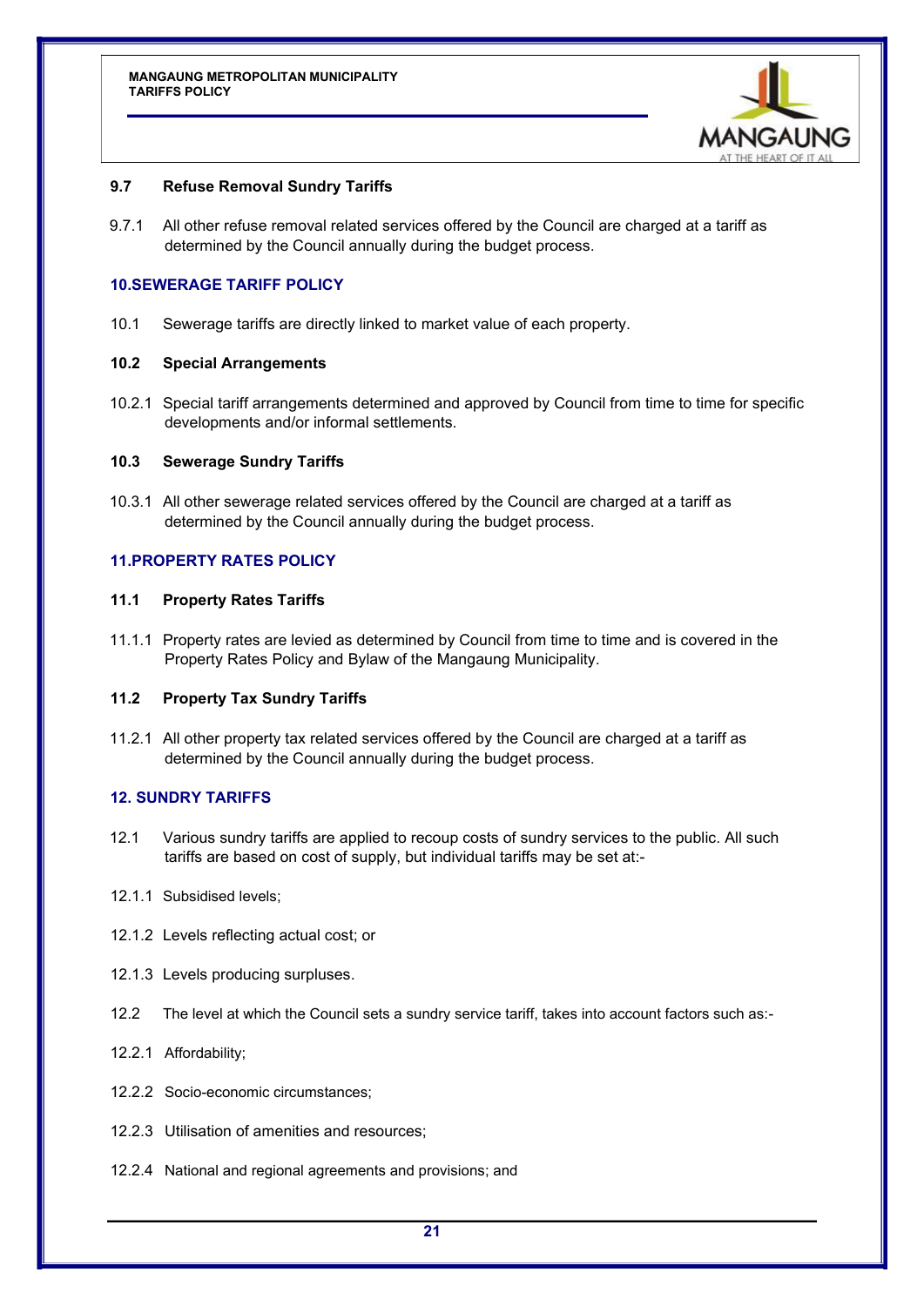### 9.7 Refuse Removal Sundry Tariffs

9.7.1 All other refuse removal related services offered by the Council are charged at a tariff as determined by the Council annually during the budget process.

## 10. SEWERAGE TARIFF POLICY

10.1 Sewerage tariffs are directly linked to market value of each property.

### 10.2 Special Arrangements

10.2.1 Special tariff arrangements determined and approved by Council from time to time for specific developments and/or informal settlements.

### 10.3 Sewerage Sundry Tariffs

10.3.1 All other sewerage related services offered by the Council are charged at a tariff as determined by the Council annually during the budget process.

## 11. PROPERTY RATES POLICY

### 11.1 Property Rates Tariffs

11.1.1 Property rates are levied as determined by Council from time to time and is covered in the Property Rates Policy and Bylaw of the Mangaung Municipality.

### 11.2 Property Tax Sundry Tariffs

11.2.1 All other property tax related services offered by the Council are charged at a tariff as determined by the Council annually during the budget process.

## 12. SUNDRY TARIFFS

12.1 Various sundry tariffs are applied to recoup costs of sundry services to the public. All such tariffs are based on cost of supply, but individual tariffs may be set at:-

12.1.1 Subsidised levels;

12.1.2 Levels reflecting actual cost; or

12.1.3 Levels producing surpluses.

12.2 The level at which the Council sets a sundry service tariff, takes into account factors such as:-

12.2.1 Affordability;

12.2.2 Socio-economic circumstances;

12.2.3 Utilisation of amenities and resources;

12.2.4 National and regional agreements and provisions; and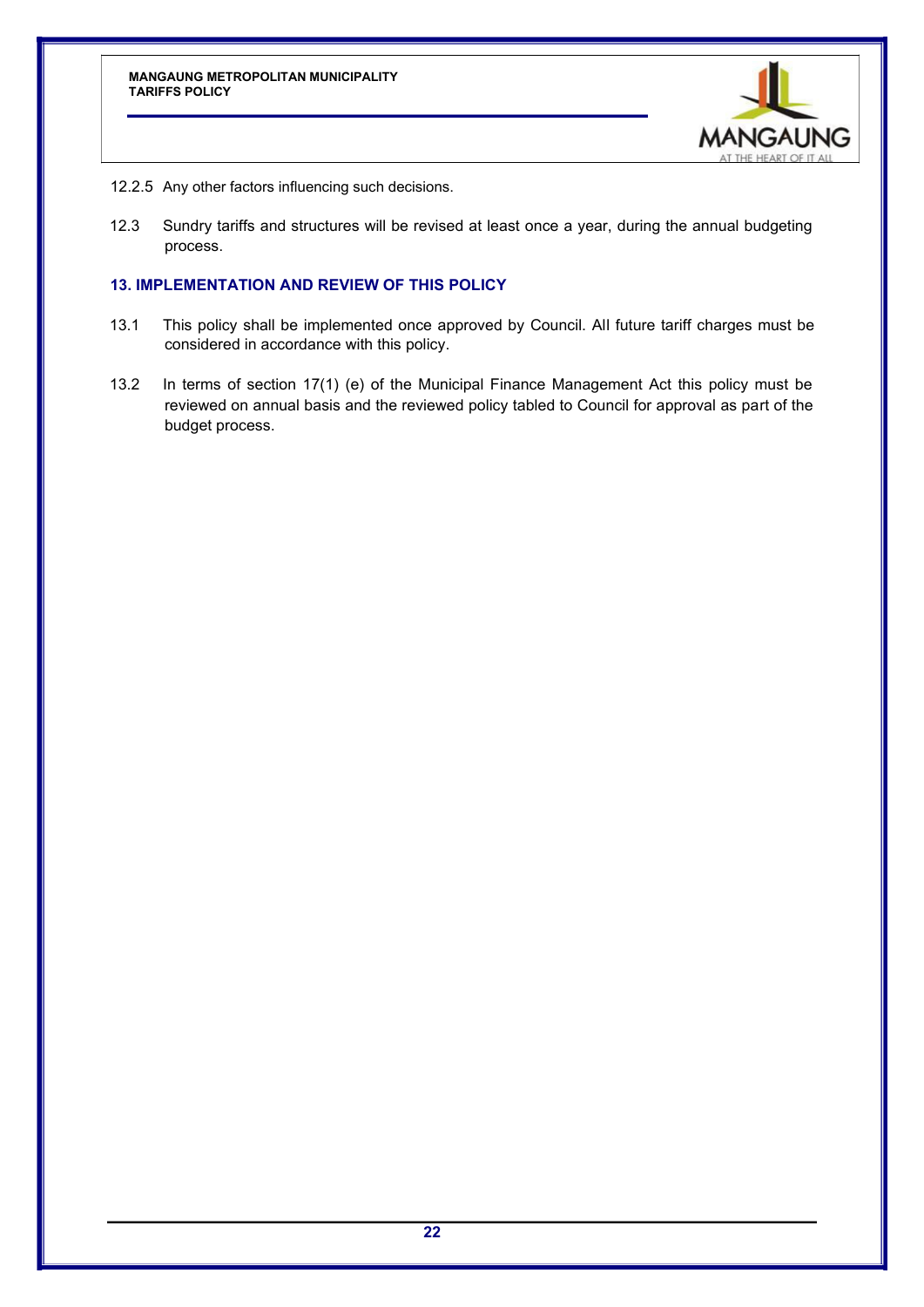12.2.5 Any other factors influencing such decisions.

12.3 Sundry tariffs and structures will be revised at least once a year, during the annual budgeting process.

## 13. IMPLEMENTATION AND REVIEW OF THIS POLICY

13.1 This policy shall be implemented once approved by Council. All future tariff charges must be considered in accordance with this policy.

13.2 In terms of section 17(1) (e) of the Municipal Finance Management Act this policy must be reviewed on annual basis and the reviewed policy tabled to Council for approval as part of the budget process.